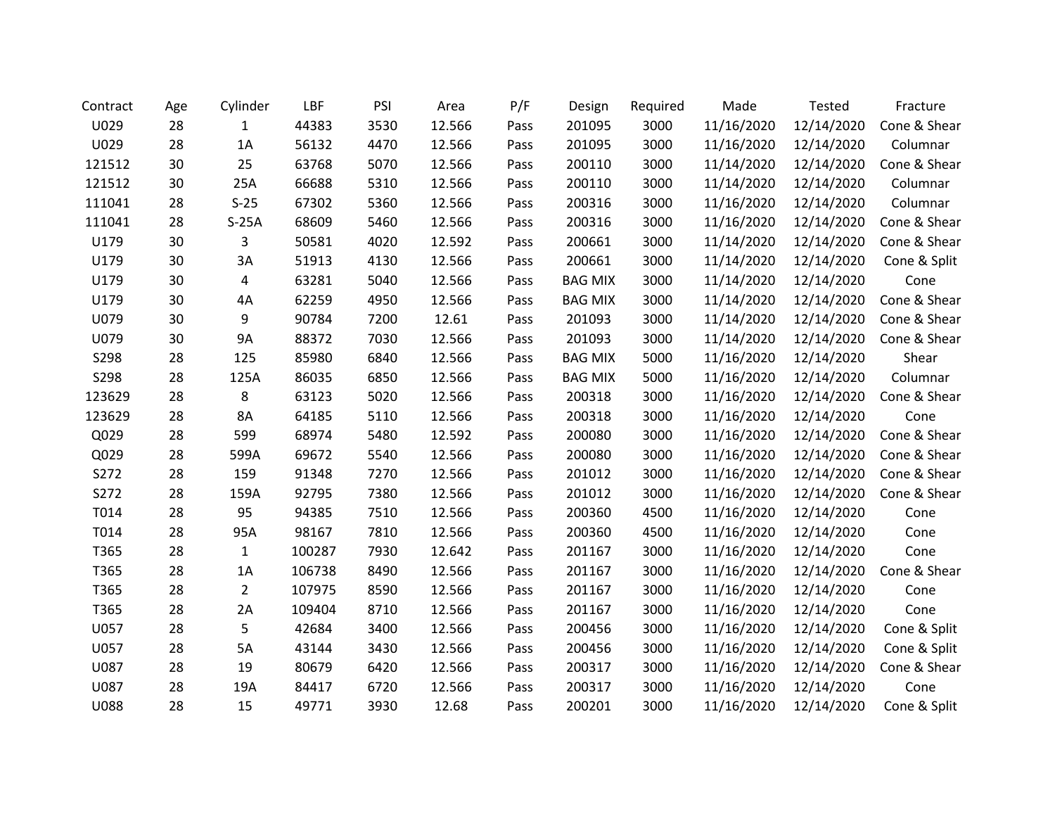| Contract | Age | Cylinder | LBF | PSI | Area | P/F | Design | Required | Made | Tested | Fracture |
|---|---|---|---|---|---|---|---|---|---|---|---|
| U029 | 28 | 1 | 44383 | 3530 | 12.566 | Pass | 201095 | 3000 | 11/16/2020 | 12/14/2020 | Cone & Shear |
| U029 | 28 | 1A | 56132 | 4470 | 12.566 | Pass | 201095 | 3000 | 11/16/2020 | 12/14/2020 | Columnar |
| 121512 | 30 | 25 | 63768 | 5070 | 12.566 | Pass | 200110 | 3000 | 11/14/2020 | 12/14/2020 | Cone & Shear |
| 121512 | 30 | 25A | 66688 | 5310 | 12.566 | Pass | 200110 | 3000 | 11/14/2020 | 12/14/2020 | Columnar |
| 111041 | 28 | S-25 | 67302 | 5360 | 12.566 | Pass | 200316 | 3000 | 11/16/2020 | 12/14/2020 | Columnar |
| 111041 | 28 | S-25A | 68609 | 5460 | 12.566 | Pass | 200316 | 3000 | 11/16/2020 | 12/14/2020 | Cone & Shear |
| U179 | 30 | 3 | 50581 | 4020 | 12.592 | Pass | 200661 | 3000 | 11/14/2020 | 12/14/2020 | Cone & Shear |
| U179 | 30 | 3A | 51913 | 4130 | 12.566 | Pass | 200661 | 3000 | 11/14/2020 | 12/14/2020 | Cone & Split |
| U179 | 30 | 4 | 63281 | 5040 | 12.566 | Pass | BAG MIX | 3000 | 11/14/2020 | 12/14/2020 | Cone |
| U179 | 30 | 4A | 62259 | 4950 | 12.566 | Pass | BAG MIX | 3000 | 11/14/2020 | 12/14/2020 | Cone & Shear |
| U079 | 30 | 9 | 90784 | 7200 | 12.61 | Pass | 201093 | 3000 | 11/14/2020 | 12/14/2020 | Cone & Shear |
| U079 | 30 | 9A | 88372 | 7030 | 12.566 | Pass | 201093 | 3000 | 11/14/2020 | 12/14/2020 | Cone & Shear |
| S298 | 28 | 125 | 85980 | 6840 | 12.566 | Pass | BAG MIX | 5000 | 11/16/2020 | 12/14/2020 | Shear |
| S298 | 28 | 125A | 86035 | 6850 | 12.566 | Pass | BAG MIX | 5000 | 11/16/2020 | 12/14/2020 | Columnar |
| 123629 | 28 | 8 | 63123 | 5020 | 12.566 | Pass | 200318 | 3000 | 11/16/2020 | 12/14/2020 | Cone & Shear |
| 123629 | 28 | 8A | 64185 | 5110 | 12.566 | Pass | 200318 | 3000 | 11/16/2020 | 12/14/2020 | Cone |
| Q029 | 28 | 599 | 68974 | 5480 | 12.592 | Pass | 200080 | 3000 | 11/16/2020 | 12/14/2020 | Cone & Shear |
| Q029 | 28 | 599A | 69672 | 5540 | 12.566 | Pass | 200080 | 3000 | 11/16/2020 | 12/14/2020 | Cone & Shear |
| S272 | 28 | 159 | 91348 | 7270 | 12.566 | Pass | 201012 | 3000 | 11/16/2020 | 12/14/2020 | Cone & Shear |
| S272 | 28 | 159A | 92795 | 7380 | 12.566 | Pass | 201012 | 3000 | 11/16/2020 | 12/14/2020 | Cone & Shear |
| T014 | 28 | 95 | 94385 | 7510 | 12.566 | Pass | 200360 | 4500 | 11/16/2020 | 12/14/2020 | Cone |
| T014 | 28 | 95A | 98167 | 7810 | 12.566 | Pass | 200360 | 4500 | 11/16/2020 | 12/14/2020 | Cone |
| T365 | 28 | 1 | 100287 | 7930 | 12.642 | Pass | 201167 | 3000 | 11/16/2020 | 12/14/2020 | Cone |
| T365 | 28 | 1A | 106738 | 8490 | 12.566 | Pass | 201167 | 3000 | 11/16/2020 | 12/14/2020 | Cone & Shear |
| T365 | 28 | 2 | 107975 | 8590 | 12.566 | Pass | 201167 | 3000 | 11/16/2020 | 12/14/2020 | Cone |
| T365 | 28 | 2A | 109404 | 8710 | 12.566 | Pass | 201167 | 3000 | 11/16/2020 | 12/14/2020 | Cone |
| U057 | 28 | 5 | 42684 | 3400 | 12.566 | Pass | 200456 | 3000 | 11/16/2020 | 12/14/2020 | Cone & Split |
| U057 | 28 | 5A | 43144 | 3430 | 12.566 | Pass | 200456 | 3000 | 11/16/2020 | 12/14/2020 | Cone & Split |
| U087 | 28 | 19 | 80679 | 6420 | 12.566 | Pass | 200317 | 3000 | 11/16/2020 | 12/14/2020 | Cone & Shear |
| U087 | 28 | 19A | 84417 | 6720 | 12.566 | Pass | 200317 | 3000 | 11/16/2020 | 12/14/2020 | Cone |
| U088 | 28 | 15 | 49771 | 3930 | 12.68 | Pass | 200201 | 3000 | 11/16/2020 | 12/14/2020 | Cone & Split |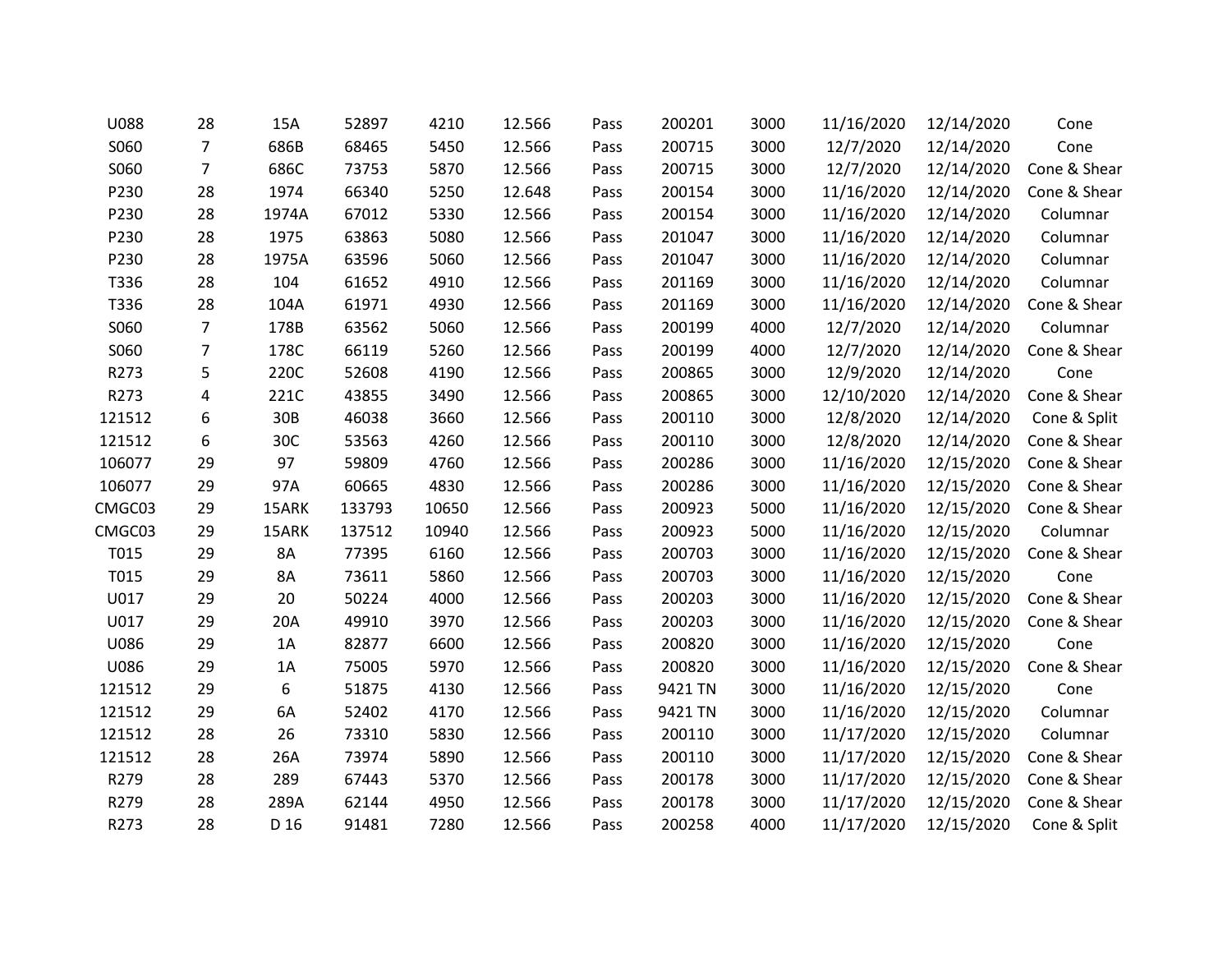| | | | | | | | | | | | |
|---|---|---|---|---|---|---|---|---|---|---|---|
| U088 | 28 | 15A | 52897 | 4210 | 12.566 | Pass | 200201 | 3000 | 11/16/2020 | 12/14/2020 | Cone |
| S060 | 7 | 686B | 68465 | 5450 | 12.566 | Pass | 200715 | 3000 | 12/7/2020 | 12/14/2020 | Cone |
| S060 | 7 | 686C | 73753 | 5870 | 12.566 | Pass | 200715 | 3000 | 12/7/2020 | 12/14/2020 | Cone & Shear |
| P230 | 28 | 1974 | 66340 | 5250 | 12.648 | Pass | 200154 | 3000 | 11/16/2020 | 12/14/2020 | Cone & Shear |
| P230 | 28 | 1974A | 67012 | 5330 | 12.566 | Pass | 200154 | 3000 | 11/16/2020 | 12/14/2020 | Columnar |
| P230 | 28 | 1975 | 63863 | 5080 | 12.566 | Pass | 201047 | 3000 | 11/16/2020 | 12/14/2020 | Columnar |
| P230 | 28 | 1975A | 63596 | 5060 | 12.566 | Pass | 201047 | 3000 | 11/16/2020 | 12/14/2020 | Columnar |
| T336 | 28 | 104 | 61652 | 4910 | 12.566 | Pass | 201169 | 3000 | 11/16/2020 | 12/14/2020 | Columnar |
| T336 | 28 | 104A | 61971 | 4930 | 12.566 | Pass | 201169 | 3000 | 11/16/2020 | 12/14/2020 | Cone & Shear |
| S060 | 7 | 178B | 63562 | 5060 | 12.566 | Pass | 200199 | 4000 | 12/7/2020 | 12/14/2020 | Columnar |
| S060 | 7 | 178C | 66119 | 5260 | 12.566 | Pass | 200199 | 4000 | 12/7/2020 | 12/14/2020 | Cone & Shear |
| R273 | 5 | 220C | 52608 | 4190 | 12.566 | Pass | 200865 | 3000 | 12/9/2020 | 12/14/2020 | Cone |
| R273 | 4 | 221C | 43855 | 3490 | 12.566 | Pass | 200865 | 3000 | 12/10/2020 | 12/14/2020 | Cone & Shear |
| 121512 | 6 | 30B | 46038 | 3660 | 12.566 | Pass | 200110 | 3000 | 12/8/2020 | 12/14/2020 | Cone & Split |
| 121512 | 6 | 30C | 53563 | 4260 | 12.566 | Pass | 200110 | 3000 | 12/8/2020 | 12/14/2020 | Cone & Shear |
| 106077 | 29 | 97 | 59809 | 4760 | 12.566 | Pass | 200286 | 3000 | 11/16/2020 | 12/15/2020 | Cone & Shear |
| 106077 | 29 | 97A | 60665 | 4830 | 12.566 | Pass | 200286 | 3000 | 11/16/2020 | 12/15/2020 | Cone & Shear |
| CMGC03 | 29 | 15ARK | 133793 | 10650 | 12.566 | Pass | 200923 | 5000 | 11/16/2020 | 12/15/2020 | Cone & Shear |
| CMGC03 | 29 | 15ARK | 137512 | 10940 | 12.566 | Pass | 200923 | 5000 | 11/16/2020 | 12/15/2020 | Columnar |
| T015 | 29 | 8A | 77395 | 6160 | 12.566 | Pass | 200703 | 3000 | 11/16/2020 | 12/15/2020 | Cone & Shear |
| T015 | 29 | 8A | 73611 | 5860 | 12.566 | Pass | 200703 | 3000 | 11/16/2020 | 12/15/2020 | Cone |
| U017 | 29 | 20 | 50224 | 4000 | 12.566 | Pass | 200203 | 3000 | 11/16/2020 | 12/15/2020 | Cone & Shear |
| U017 | 29 | 20A | 49910 | 3970 | 12.566 | Pass | 200203 | 3000 | 11/16/2020 | 12/15/2020 | Cone & Shear |
| U086 | 29 | 1A | 82877 | 6600 | 12.566 | Pass | 200820 | 3000 | 11/16/2020 | 12/15/2020 | Cone |
| U086 | 29 | 1A | 75005 | 5970 | 12.566 | Pass | 200820 | 3000 | 11/16/2020 | 12/15/2020 | Cone & Shear |
| 121512 | 29 | 6 | 51875 | 4130 | 12.566 | Pass | 9421 TN | 3000 | 11/16/2020 | 12/15/2020 | Cone |
| 121512 | 29 | 6A | 52402 | 4170 | 12.566 | Pass | 9421 TN | 3000 | 11/16/2020 | 12/15/2020 | Columnar |
| 121512 | 28 | 26 | 73310 | 5830 | 12.566 | Pass | 200110 | 3000 | 11/17/2020 | 12/15/2020 | Columnar |
| 121512 | 28 | 26A | 73974 | 5890 | 12.566 | Pass | 200110 | 3000 | 11/17/2020 | 12/15/2020 | Cone & Shear |
| R279 | 28 | 289 | 67443 | 5370 | 12.566 | Pass | 200178 | 3000 | 11/17/2020 | 12/15/2020 | Cone & Shear |
| R279 | 28 | 289A | 62144 | 4950 | 12.566 | Pass | 200178 | 3000 | 11/17/2020 | 12/15/2020 | Cone & Shear |
| R273 | 28 | D 16 | 91481 | 7280 | 12.566 | Pass | 200258 | 4000 | 11/17/2020 | 12/15/2020 | Cone & Split |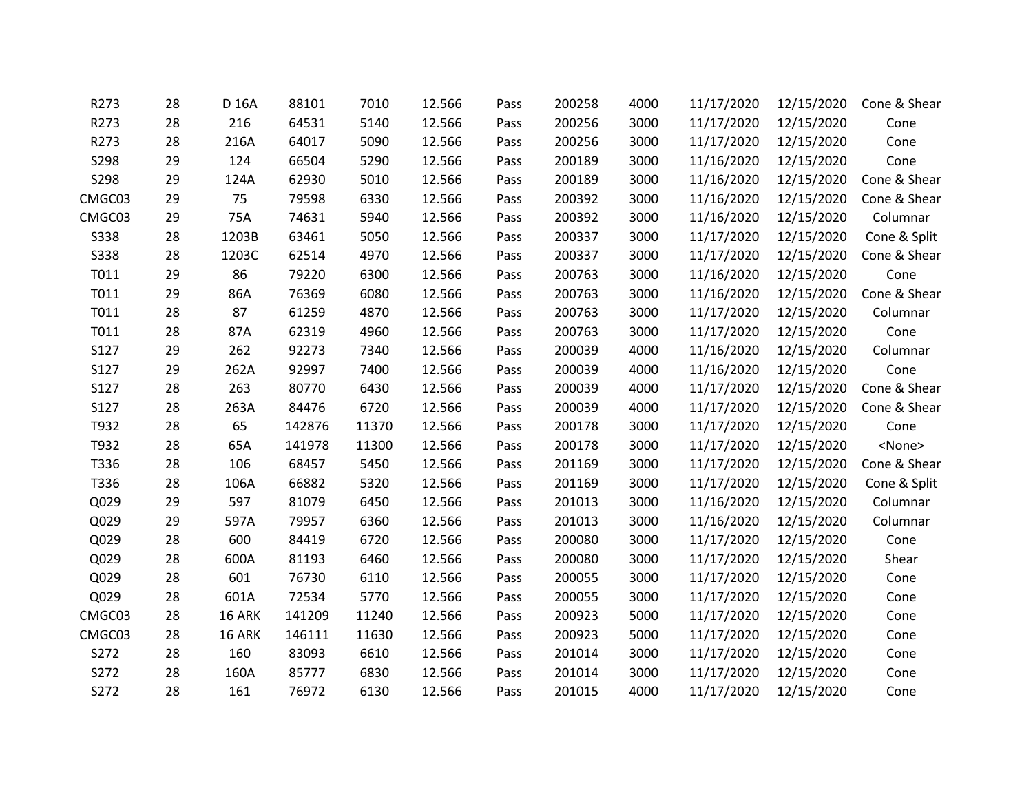|  |  |  |  |  |  |  |  |  |  |  |  |
|---|---|---|---|---|---|---|---|---|---|---|---|
| R273 | 28 | D 16A | 88101 | 7010 | 12.566 | Pass | 200258 | 4000 | 11/17/2020 | 12/15/2020 | Cone & Shear |
| R273 | 28 | 216 | 64531 | 5140 | 12.566 | Pass | 200256 | 3000 | 11/17/2020 | 12/15/2020 | Cone |
| R273 | 28 | 216A | 64017 | 5090 | 12.566 | Pass | 200256 | 3000 | 11/17/2020 | 12/15/2020 | Cone |
| S298 | 29 | 124 | 66504 | 5290 | 12.566 | Pass | 200189 | 3000 | 11/16/2020 | 12/15/2020 | Cone |
| S298 | 29 | 124A | 62930 | 5010 | 12.566 | Pass | 200189 | 3000 | 11/16/2020 | 12/15/2020 | Cone & Shear |
| CMGC03 | 29 | 75 | 79598 | 6330 | 12.566 | Pass | 200392 | 3000 | 11/16/2020 | 12/15/2020 | Cone & Shear |
| CMGC03 | 29 | 75A | 74631 | 5940 | 12.566 | Pass | 200392 | 3000 | 11/16/2020 | 12/15/2020 | Columnar |
| S338 | 28 | 1203B | 63461 | 5050 | 12.566 | Pass | 200337 | 3000 | 11/17/2020 | 12/15/2020 | Cone & Split |
| S338 | 28 | 1203C | 62514 | 4970 | 12.566 | Pass | 200337 | 3000 | 11/17/2020 | 12/15/2020 | Cone & Shear |
| T011 | 29 | 86 | 79220 | 6300 | 12.566 | Pass | 200763 | 3000 | 11/16/2020 | 12/15/2020 | Cone |
| T011 | 29 | 86A | 76369 | 6080 | 12.566 | Pass | 200763 | 3000 | 11/16/2020 | 12/15/2020 | Cone & Shear |
| T011 | 28 | 87 | 61259 | 4870 | 12.566 | Pass | 200763 | 3000 | 11/17/2020 | 12/15/2020 | Columnar |
| T011 | 28 | 87A | 62319 | 4960 | 12.566 | Pass | 200763 | 3000 | 11/17/2020 | 12/15/2020 | Cone |
| S127 | 29 | 262 | 92273 | 7340 | 12.566 | Pass | 200039 | 4000 | 11/16/2020 | 12/15/2020 | Columnar |
| S127 | 29 | 262A | 92997 | 7400 | 12.566 | Pass | 200039 | 4000 | 11/16/2020 | 12/15/2020 | Cone |
| S127 | 28 | 263 | 80770 | 6430 | 12.566 | Pass | 200039 | 4000 | 11/17/2020 | 12/15/2020 | Cone & Shear |
| S127 | 28 | 263A | 84476 | 6720 | 12.566 | Pass | 200039 | 4000 | 11/17/2020 | 12/15/2020 | Cone & Shear |
| T932 | 28 | 65 | 142876 | 11370 | 12.566 | Pass | 200178 | 3000 | 11/17/2020 | 12/15/2020 | Cone |
| T932 | 28 | 65A | 141978 | 11300 | 12.566 | Pass | 200178 | 3000 | 11/17/2020 | 12/15/2020 | <None> |
| T336 | 28 | 106 | 68457 | 5450 | 12.566 | Pass | 201169 | 3000 | 11/17/2020 | 12/15/2020 | Cone & Shear |
| T336 | 28 | 106A | 66882 | 5320 | 12.566 | Pass | 201169 | 3000 | 11/17/2020 | 12/15/2020 | Cone & Split |
| Q029 | 29 | 597 | 81079 | 6450 | 12.566 | Pass | 201013 | 3000 | 11/16/2020 | 12/15/2020 | Columnar |
| Q029 | 29 | 597A | 79957 | 6360 | 12.566 | Pass | 201013 | 3000 | 11/16/2020 | 12/15/2020 | Columnar |
| Q029 | 28 | 600 | 84419 | 6720 | 12.566 | Pass | 200080 | 3000 | 11/17/2020 | 12/15/2020 | Cone |
| Q029 | 28 | 600A | 81193 | 6460 | 12.566 | Pass | 200080 | 3000 | 11/17/2020 | 12/15/2020 | Shear |
| Q029 | 28 | 601 | 76730 | 6110 | 12.566 | Pass | 200055 | 3000 | 11/17/2020 | 12/15/2020 | Cone |
| Q029 | 28 | 601A | 72534 | 5770 | 12.566 | Pass | 200055 | 3000 | 11/17/2020 | 12/15/2020 | Cone |
| CMGC03 | 28 | 16 ARK | 141209 | 11240 | 12.566 | Pass | 200923 | 5000 | 11/17/2020 | 12/15/2020 | Cone |
| CMGC03 | 28 | 16 ARK | 146111 | 11630 | 12.566 | Pass | 200923 | 5000 | 11/17/2020 | 12/15/2020 | Cone |
| S272 | 28 | 160 | 83093 | 6610 | 12.566 | Pass | 201014 | 3000 | 11/17/2020 | 12/15/2020 | Cone |
| S272 | 28 | 160A | 85777 | 6830 | 12.566 | Pass | 201014 | 3000 | 11/17/2020 | 12/15/2020 | Cone |
| S272 | 28 | 161 | 76972 | 6130 | 12.566 | Pass | 201015 | 4000 | 11/17/2020 | 12/15/2020 | Cone |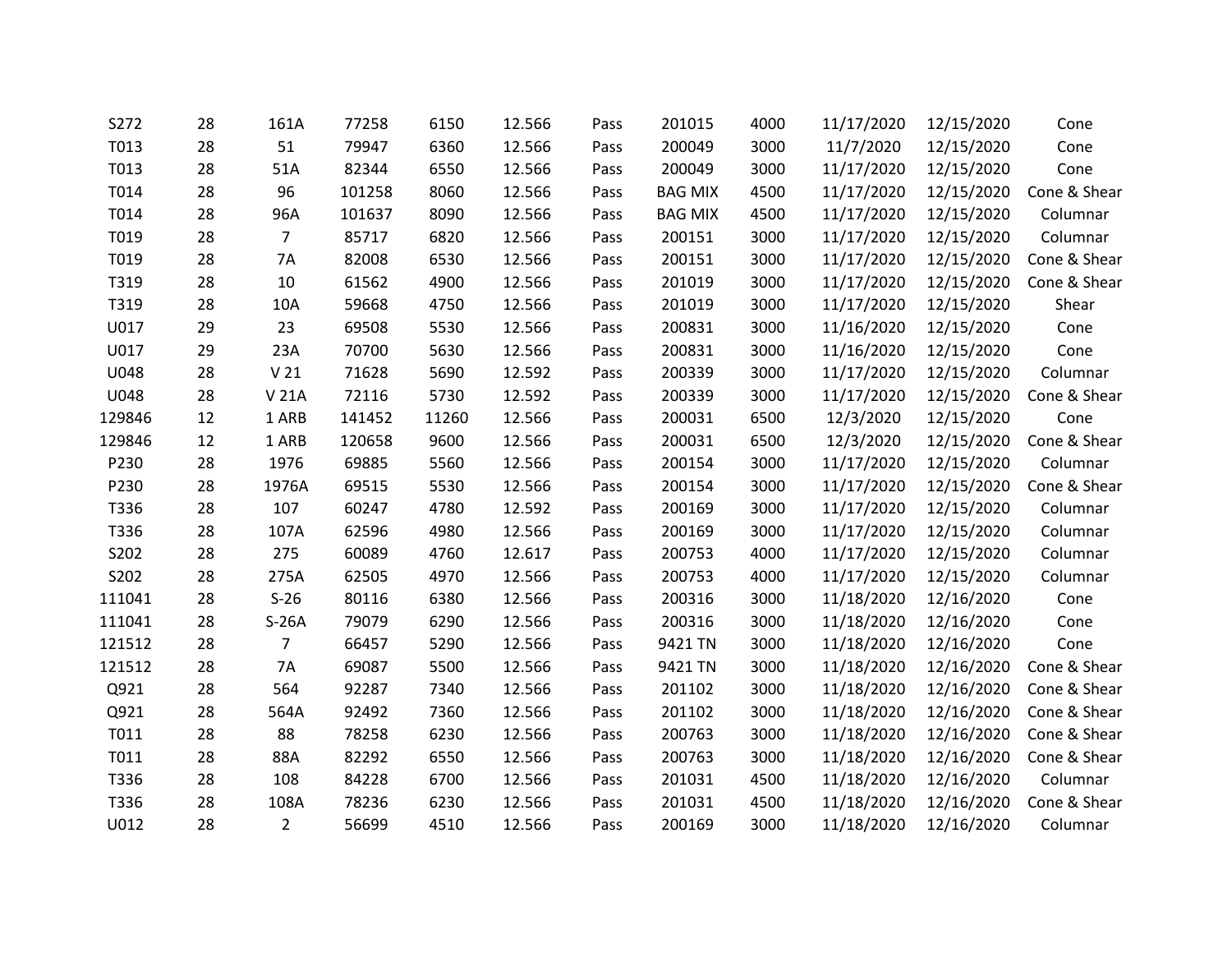| | | | | | | | | | | | |
|---|---|---|---|---|---|---|---|---|---|---|---|
| S272 | 28 | 161A | 77258 | 6150 | 12.566 | Pass | 201015 | 4000 | 11/17/2020 | 12/15/2020 | Cone |
| T013 | 28 | 51 | 79947 | 6360 | 12.566 | Pass | 200049 | 3000 | 11/7/2020 | 12/15/2020 | Cone |
| T013 | 28 | 51A | 82344 | 6550 | 12.566 | Pass | 200049 | 3000 | 11/17/2020 | 12/15/2020 | Cone |
| T014 | 28 | 96 | 101258 | 8060 | 12.566 | Pass | BAG MIX | 4500 | 11/17/2020 | 12/15/2020 | Cone & Shear |
| T014 | 28 | 96A | 101637 | 8090 | 12.566 | Pass | BAG MIX | 4500 | 11/17/2020 | 12/15/2020 | Columnar |
| T019 | 28 | 7 | 85717 | 6820 | 12.566 | Pass | 200151 | 3000 | 11/17/2020 | 12/15/2020 | Columnar |
| T019 | 28 | 7A | 82008 | 6530 | 12.566 | Pass | 200151 | 3000 | 11/17/2020 | 12/15/2020 | Cone & Shear |
| T319 | 28 | 10 | 61562 | 4900 | 12.566 | Pass | 201019 | 3000 | 11/17/2020 | 12/15/2020 | Cone & Shear |
| T319 | 28 | 10A | 59668 | 4750 | 12.566 | Pass | 201019 | 3000 | 11/17/2020 | 12/15/2020 | Shear |
| U017 | 29 | 23 | 69508 | 5530 | 12.566 | Pass | 200831 | 3000 | 11/16/2020 | 12/15/2020 | Cone |
| U017 | 29 | 23A | 70700 | 5630 | 12.566 | Pass | 200831 | 3000 | 11/16/2020 | 12/15/2020 | Cone |
| U048 | 28 | V 21 | 71628 | 5690 | 12.592 | Pass | 200339 | 3000 | 11/17/2020 | 12/15/2020 | Columnar |
| U048 | 28 | V 21A | 72116 | 5730 | 12.592 | Pass | 200339 | 3000 | 11/17/2020 | 12/15/2020 | Cone & Shear |
| 129846 | 12 | 1 ARB | 141452 | 11260 | 12.566 | Pass | 200031 | 6500 | 12/3/2020 | 12/15/2020 | Cone |
| 129846 | 12 | 1 ARB | 120658 | 9600 | 12.566 | Pass | 200031 | 6500 | 12/3/2020 | 12/15/2020 | Cone & Shear |
| P230 | 28 | 1976 | 69885 | 5560 | 12.566 | Pass | 200154 | 3000 | 11/17/2020 | 12/15/2020 | Columnar |
| P230 | 28 | 1976A | 69515 | 5530 | 12.566 | Pass | 200154 | 3000 | 11/17/2020 | 12/15/2020 | Cone & Shear |
| T336 | 28 | 107 | 60247 | 4780 | 12.592 | Pass | 200169 | 3000 | 11/17/2020 | 12/15/2020 | Columnar |
| T336 | 28 | 107A | 62596 | 4980 | 12.566 | Pass | 200169 | 3000 | 11/17/2020 | 12/15/2020 | Columnar |
| S202 | 28 | 275 | 60089 | 4760 | 12.617 | Pass | 200753 | 4000 | 11/17/2020 | 12/15/2020 | Columnar |
| S202 | 28 | 275A | 62505 | 4970 | 12.566 | Pass | 200753 | 4000 | 11/17/2020 | 12/15/2020 | Columnar |
| 111041 | 28 | S-26 | 80116 | 6380 | 12.566 | Pass | 200316 | 3000 | 11/18/2020 | 12/16/2020 | Cone |
| 111041 | 28 | S-26A | 79079 | 6290 | 12.566 | Pass | 200316 | 3000 | 11/18/2020 | 12/16/2020 | Cone |
| 121512 | 28 | 7 | 66457 | 5290 | 12.566 | Pass | 9421 TN | 3000 | 11/18/2020 | 12/16/2020 | Cone |
| 121512 | 28 | 7A | 69087 | 5500 | 12.566 | Pass | 9421 TN | 3000 | 11/18/2020 | 12/16/2020 | Cone & Shear |
| Q921 | 28 | 564 | 92287 | 7340 | 12.566 | Pass | 201102 | 3000 | 11/18/2020 | 12/16/2020 | Cone & Shear |
| Q921 | 28 | 564A | 92492 | 7360 | 12.566 | Pass | 201102 | 3000 | 11/18/2020 | 12/16/2020 | Cone & Shear |
| T011 | 28 | 88 | 78258 | 6230 | 12.566 | Pass | 200763 | 3000 | 11/18/2020 | 12/16/2020 | Cone & Shear |
| T011 | 28 | 88A | 82292 | 6550 | 12.566 | Pass | 200763 | 3000 | 11/18/2020 | 12/16/2020 | Cone & Shear |
| T336 | 28 | 108 | 84228 | 6700 | 12.566 | Pass | 201031 | 4500 | 11/18/2020 | 12/16/2020 | Columnar |
| T336 | 28 | 108A | 78236 | 6230 | 12.566 | Pass | 201031 | 4500 | 11/18/2020 | 12/16/2020 | Cone & Shear |
| U012 | 28 | 2 | 56699 | 4510 | 12.566 | Pass | 200169 | 3000 | 11/18/2020 | 12/16/2020 | Columnar |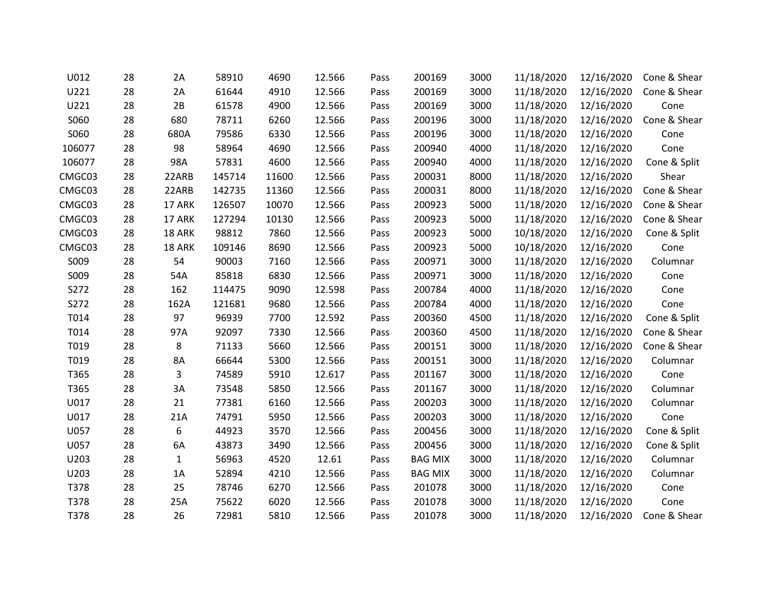| | | | | | | | | | | | |
|---|---|---|---|---|---|---|---|---|---|---|---|
| U012 | 28 | 2A | 58910 | 4690 | 12.566 | Pass | 200169 | 3000 | 11/18/2020 | 12/16/2020 | Cone & Shear |
| U221 | 28 | 2A | 61644 | 4910 | 12.566 | Pass | 200169 | 3000 | 11/18/2020 | 12/16/2020 | Cone & Shear |
| U221 | 28 | 2B | 61578 | 4900 | 12.566 | Pass | 200169 | 3000 | 11/18/2020 | 12/16/2020 | Cone |
| S060 | 28 | 680 | 78711 | 6260 | 12.566 | Pass | 200196 | 3000 | 11/18/2020 | 12/16/2020 | Cone & Shear |
| S060 | 28 | 680A | 79586 | 6330 | 12.566 | Pass | 200196 | 3000 | 11/18/2020 | 12/16/2020 | Cone |
| 106077 | 28 | 98 | 58964 | 4690 | 12.566 | Pass | 200940 | 4000 | 11/18/2020 | 12/16/2020 | Cone |
| 106077 | 28 | 98A | 57831 | 4600 | 12.566 | Pass | 200940 | 4000 | 11/18/2020 | 12/16/2020 | Cone & Split |
| CMGC03 | 28 | 22ARB | 145714 | 11600 | 12.566 | Pass | 200031 | 8000 | 11/18/2020 | 12/16/2020 | Shear |
| CMGC03 | 28 | 22ARB | 142735 | 11360 | 12.566 | Pass | 200031 | 8000 | 11/18/2020 | 12/16/2020 | Cone & Shear |
| CMGC03 | 28 | 17 ARK | 126507 | 10070 | 12.566 | Pass | 200923 | 5000 | 11/18/2020 | 12/16/2020 | Cone & Shear |
| CMGC03 | 28 | 17 ARK | 127294 | 10130 | 12.566 | Pass | 200923 | 5000 | 11/18/2020 | 12/16/2020 | Cone & Shear |
| CMGC03 | 28 | 18 ARK | 98812 | 7860 | 12.566 | Pass | 200923 | 5000 | 10/18/2020 | 12/16/2020 | Cone & Split |
| CMGC03 | 28 | 18 ARK | 109146 | 8690 | 12.566 | Pass | 200923 | 5000 | 10/18/2020 | 12/16/2020 | Cone |
| S009 | 28 | 54 | 90003 | 7160 | 12.566 | Pass | 200971 | 3000 | 11/18/2020 | 12/16/2020 | Columnar |
| S009 | 28 | 54A | 85818 | 6830 | 12.566 | Pass | 200971 | 3000 | 11/18/2020 | 12/16/2020 | Cone |
| S272 | 28 | 162 | 114475 | 9090 | 12.598 | Pass | 200784 | 4000 | 11/18/2020 | 12/16/2020 | Cone |
| S272 | 28 | 162A | 121681 | 9680 | 12.566 | Pass | 200784 | 4000 | 11/18/2020 | 12/16/2020 | Cone |
| T014 | 28 | 97 | 96939 | 7700 | 12.592 | Pass | 200360 | 4500 | 11/18/2020 | 12/16/2020 | Cone & Split |
| T014 | 28 | 97A | 92097 | 7330 | 12.566 | Pass | 200360 | 4500 | 11/18/2020 | 12/16/2020 | Cone & Shear |
| T019 | 28 | 8 | 71133 | 5660 | 12.566 | Pass | 200151 | 3000 | 11/18/2020 | 12/16/2020 | Cone & Shear |
| T019 | 28 | 8A | 66644 | 5300 | 12.566 | Pass | 200151 | 3000 | 11/18/2020 | 12/16/2020 | Columnar |
| T365 | 28 | 3 | 74589 | 5910 | 12.617 | Pass | 201167 | 3000 | 11/18/2020 | 12/16/2020 | Cone |
| T365 | 28 | 3A | 73548 | 5850 | 12.566 | Pass | 201167 | 3000 | 11/18/2020 | 12/16/2020 | Columnar |
| U017 | 28 | 21 | 77381 | 6160 | 12.566 | Pass | 200203 | 3000 | 11/18/2020 | 12/16/2020 | Columnar |
| U017 | 28 | 21A | 74791 | 5950 | 12.566 | Pass | 200203 | 3000 | 11/18/2020 | 12/16/2020 | Cone |
| U057 | 28 | 6 | 44923 | 3570 | 12.566 | Pass | 200456 | 3000 | 11/18/2020 | 12/16/2020 | Cone & Split |
| U057 | 28 | 6A | 43873 | 3490 | 12.566 | Pass | 200456 | 3000 | 11/18/2020 | 12/16/2020 | Cone & Split |
| U203 | 28 | 1 | 56963 | 4520 | 12.61 | Pass | BAG MIX | 3000 | 11/18/2020 | 12/16/2020 | Columnar |
| U203 | 28 | 1A | 52894 | 4210 | 12.566 | Pass | BAG MIX | 3000 | 11/18/2020 | 12/16/2020 | Columnar |
| T378 | 28 | 25 | 78746 | 6270 | 12.566 | Pass | 201078 | 3000 | 11/18/2020 | 12/16/2020 | Cone |
| T378 | 28 | 25A | 75622 | 6020 | 12.566 | Pass | 201078 | 3000 | 11/18/2020 | 12/16/2020 | Cone |
| T378 | 28 | 26 | 72981 | 5810 | 12.566 | Pass | 201078 | 3000 | 11/18/2020 | 12/16/2020 | Cone & Shear |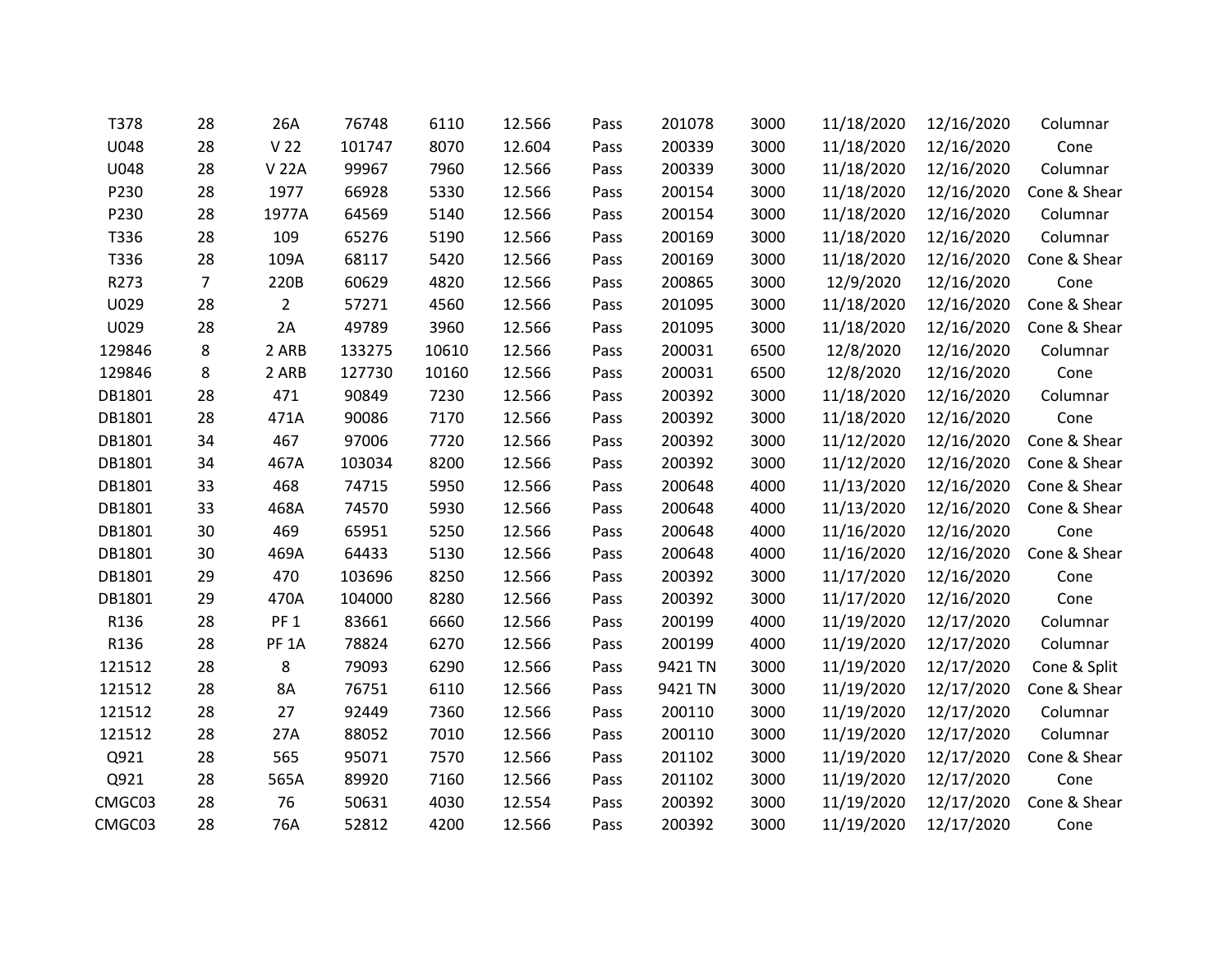| | | | | | | | | | | | |
|---|---|---|---|---|---|---|---|---|---|---|---|
| T378 | 28 | 26A | 76748 | 6110 | 12.566 | Pass | 201078 | 3000 | 11/18/2020 | 12/16/2020 | Columnar |
| U048 | 28 | V 22 | 101747 | 8070 | 12.604 | Pass | 200339 | 3000 | 11/18/2020 | 12/16/2020 | Cone |
| U048 | 28 | V 22A | 99967 | 7960 | 12.566 | Pass | 200339 | 3000 | 11/18/2020 | 12/16/2020 | Columnar |
| P230 | 28 | 1977 | 66928 | 5330 | 12.566 | Pass | 200154 | 3000 | 11/18/2020 | 12/16/2020 | Cone & Shear |
| P230 | 28 | 1977A | 64569 | 5140 | 12.566 | Pass | 200154 | 3000 | 11/18/2020 | 12/16/2020 | Columnar |
| T336 | 28 | 109 | 65276 | 5190 | 12.566 | Pass | 200169 | 3000 | 11/18/2020 | 12/16/2020 | Columnar |
| T336 | 28 | 109A | 68117 | 5420 | 12.566 | Pass | 200169 | 3000 | 11/18/2020 | 12/16/2020 | Cone & Shear |
| R273 | 7 | 220B | 60629 | 4820 | 12.566 | Pass | 200865 | 3000 | 12/9/2020 | 12/16/2020 | Cone |
| U029 | 28 | 2 | 57271 | 4560 | 12.566 | Pass | 201095 | 3000 | 11/18/2020 | 12/16/2020 | Cone & Shear |
| U029 | 28 | 2A | 49789 | 3960 | 12.566 | Pass | 201095 | 3000 | 11/18/2020 | 12/16/2020 | Cone & Shear |
| 129846 | 8 | 2 ARB | 133275 | 10610 | 12.566 | Pass | 200031 | 6500 | 12/8/2020 | 12/16/2020 | Columnar |
| 129846 | 8 | 2 ARB | 127730 | 10160 | 12.566 | Pass | 200031 | 6500 | 12/8/2020 | 12/16/2020 | Cone |
| DB1801 | 28 | 471 | 90849 | 7230 | 12.566 | Pass | 200392 | 3000 | 11/18/2020 | 12/16/2020 | Columnar |
| DB1801 | 28 | 471A | 90086 | 7170 | 12.566 | Pass | 200392 | 3000 | 11/18/2020 | 12/16/2020 | Cone |
| DB1801 | 34 | 467 | 97006 | 7720 | 12.566 | Pass | 200392 | 3000 | 11/12/2020 | 12/16/2020 | Cone & Shear |
| DB1801 | 34 | 467A | 103034 | 8200 | 12.566 | Pass | 200392 | 3000 | 11/12/2020 | 12/16/2020 | Cone & Shear |
| DB1801 | 33 | 468 | 74715 | 5950 | 12.566 | Pass | 200648 | 4000 | 11/13/2020 | 12/16/2020 | Cone & Shear |
| DB1801 | 33 | 468A | 74570 | 5930 | 12.566 | Pass | 200648 | 4000 | 11/13/2020 | 12/16/2020 | Cone & Shear |
| DB1801 | 30 | 469 | 65951 | 5250 | 12.566 | Pass | 200648 | 4000 | 11/16/2020 | 12/16/2020 | Cone |
| DB1801 | 30 | 469A | 64433 | 5130 | 12.566 | Pass | 200648 | 4000 | 11/16/2020 | 12/16/2020 | Cone & Shear |
| DB1801 | 29 | 470 | 103696 | 8250 | 12.566 | Pass | 200392 | 3000 | 11/17/2020 | 12/16/2020 | Cone |
| DB1801 | 29 | 470A | 104000 | 8280 | 12.566 | Pass | 200392 | 3000 | 11/17/2020 | 12/16/2020 | Cone |
| R136 | 28 | PF 1 | 83661 | 6660 | 12.566 | Pass | 200199 | 4000 | 11/19/2020 | 12/17/2020 | Columnar |
| R136 | 28 | PF 1A | 78824 | 6270 | 12.566 | Pass | 200199 | 4000 | 11/19/2020 | 12/17/2020 | Columnar |
| 121512 | 28 | 8 | 79093 | 6290 | 12.566 | Pass | 9421 TN | 3000 | 11/19/2020 | 12/17/2020 | Cone & Split |
| 121512 | 28 | 8A | 76751 | 6110 | 12.566 | Pass | 9421 TN | 3000 | 11/19/2020 | 12/17/2020 | Cone & Shear |
| 121512 | 28 | 27 | 92449 | 7360 | 12.566 | Pass | 200110 | 3000 | 11/19/2020 | 12/17/2020 | Columnar |
| 121512 | 28 | 27A | 88052 | 7010 | 12.566 | Pass | 200110 | 3000 | 11/19/2020 | 12/17/2020 | Columnar |
| Q921 | 28 | 565 | 95071 | 7570 | 12.566 | Pass | 201102 | 3000 | 11/19/2020 | 12/17/2020 | Cone & Shear |
| Q921 | 28 | 565A | 89920 | 7160 | 12.566 | Pass | 201102 | 3000 | 11/19/2020 | 12/17/2020 | Cone |
| CMGC03 | 28 | 76 | 50631 | 4030 | 12.554 | Pass | 200392 | 3000 | 11/19/2020 | 12/17/2020 | Cone & Shear |
| CMGC03 | 28 | 76A | 52812 | 4200 | 12.566 | Pass | 200392 | 3000 | 11/19/2020 | 12/17/2020 | Cone |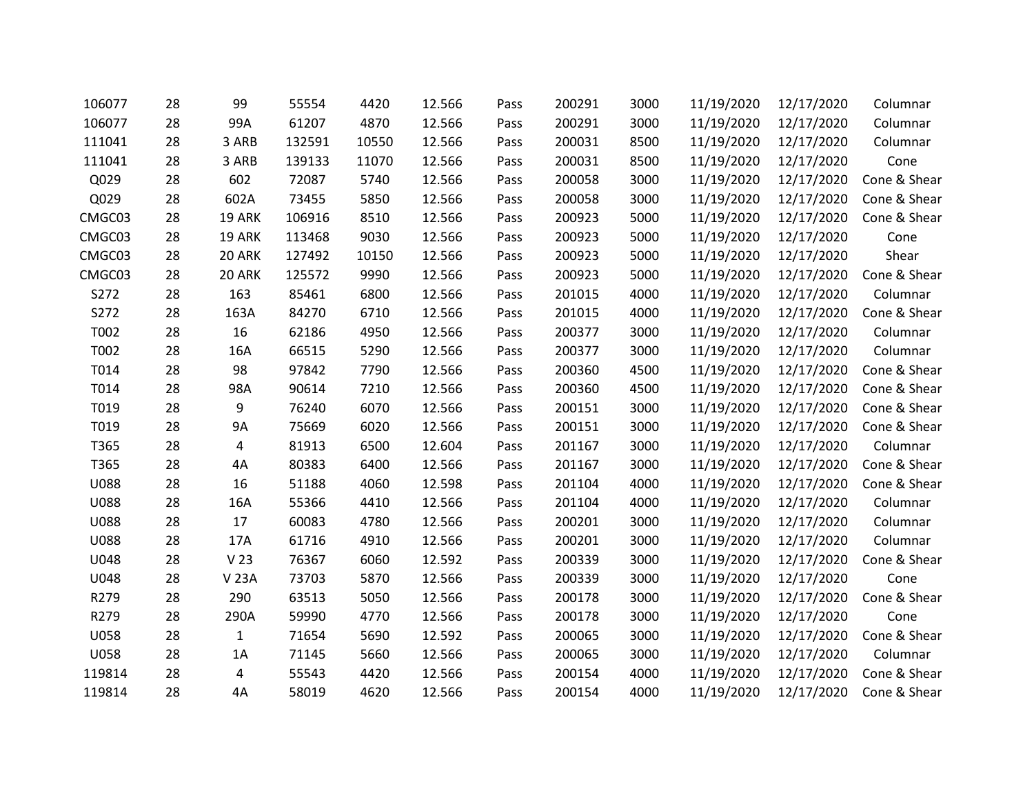| | | | | | | | | | | | |
|---|---|---|---|---|---|---|---|---|---|---|---|
| 106077 | 28 | 99 | 55554 | 4420 | 12.566 | Pass | 200291 | 3000 | 11/19/2020 | 12/17/2020 | Columnar |
| 106077 | 28 | 99A | 61207 | 4870 | 12.566 | Pass | 200291 | 3000 | 11/19/2020 | 12/17/2020 | Columnar |
| 111041 | 28 | 3 ARB | 132591 | 10550 | 12.566 | Pass | 200031 | 8500 | 11/19/2020 | 12/17/2020 | Columnar |
| 111041 | 28 | 3 ARB | 139133 | 11070 | 12.566 | Pass | 200031 | 8500 | 11/19/2020 | 12/17/2020 | Cone |
| Q029 | 28 | 602 | 72087 | 5740 | 12.566 | Pass | 200058 | 3000 | 11/19/2020 | 12/17/2020 | Cone & Shear |
| Q029 | 28 | 602A | 73455 | 5850 | 12.566 | Pass | 200058 | 3000 | 11/19/2020 | 12/17/2020 | Cone & Shear |
| CMGC03 | 28 | 19 ARK | 106916 | 8510 | 12.566 | Pass | 200923 | 5000 | 11/19/2020 | 12/17/2020 | Cone & Shear |
| CMGC03 | 28 | 19 ARK | 113468 | 9030 | 12.566 | Pass | 200923 | 5000 | 11/19/2020 | 12/17/2020 | Cone |
| CMGC03 | 28 | 20 ARK | 127492 | 10150 | 12.566 | Pass | 200923 | 5000 | 11/19/2020 | 12/17/2020 | Shear |
| CMGC03 | 28 | 20 ARK | 125572 | 9990 | 12.566 | Pass | 200923 | 5000 | 11/19/2020 | 12/17/2020 | Cone & Shear |
| S272 | 28 | 163 | 85461 | 6800 | 12.566 | Pass | 201015 | 4000 | 11/19/2020 | 12/17/2020 | Columnar |
| S272 | 28 | 163A | 84270 | 6710 | 12.566 | Pass | 201015 | 4000 | 11/19/2020 | 12/17/2020 | Cone & Shear |
| T002 | 28 | 16 | 62186 | 4950 | 12.566 | Pass | 200377 | 3000 | 11/19/2020 | 12/17/2020 | Columnar |
| T002 | 28 | 16A | 66515 | 5290 | 12.566 | Pass | 200377 | 3000 | 11/19/2020 | 12/17/2020 | Columnar |
| T014 | 28 | 98 | 97842 | 7790 | 12.566 | Pass | 200360 | 4500 | 11/19/2020 | 12/17/2020 | Cone & Shear |
| T014 | 28 | 98A | 90614 | 7210 | 12.566 | Pass | 200360 | 4500 | 11/19/2020 | 12/17/2020 | Cone & Shear |
| T019 | 28 | 9 | 76240 | 6070 | 12.566 | Pass | 200151 | 3000 | 11/19/2020 | 12/17/2020 | Cone & Shear |
| T019 | 28 | 9A | 75669 | 6020 | 12.566 | Pass | 200151 | 3000 | 11/19/2020 | 12/17/2020 | Cone & Shear |
| T365 | 28 | 4 | 81913 | 6500 | 12.604 | Pass | 201167 | 3000 | 11/19/2020 | 12/17/2020 | Columnar |
| T365 | 28 | 4A | 80383 | 6400 | 12.566 | Pass | 201167 | 3000 | 11/19/2020 | 12/17/2020 | Cone & Shear |
| U088 | 28 | 16 | 51188 | 4060 | 12.598 | Pass | 201104 | 4000 | 11/19/2020 | 12/17/2020 | Cone & Shear |
| U088 | 28 | 16A | 55366 | 4410 | 12.566 | Pass | 201104 | 4000 | 11/19/2020 | 12/17/2020 | Columnar |
| U088 | 28 | 17 | 60083 | 4780 | 12.566 | Pass | 200201 | 3000 | 11/19/2020 | 12/17/2020 | Columnar |
| U088 | 28 | 17A | 61716 | 4910 | 12.566 | Pass | 200201 | 3000 | 11/19/2020 | 12/17/2020 | Columnar |
| U048 | 28 | V 23 | 76367 | 6060 | 12.592 | Pass | 200339 | 3000 | 11/19/2020 | 12/17/2020 | Cone & Shear |
| U048 | 28 | V 23A | 73703 | 5870 | 12.566 | Pass | 200339 | 3000 | 11/19/2020 | 12/17/2020 | Cone |
| R279 | 28 | 290 | 63513 | 5050 | 12.566 | Pass | 200178 | 3000 | 11/19/2020 | 12/17/2020 | Cone & Shear |
| R279 | 28 | 290A | 59990 | 4770 | 12.566 | Pass | 200178 | 3000 | 11/19/2020 | 12/17/2020 | Cone |
| U058 | 28 | 1 | 71654 | 5690 | 12.592 | Pass | 200065 | 3000 | 11/19/2020 | 12/17/2020 | Cone & Shear |
| U058 | 28 | 1A | 71145 | 5660 | 12.566 | Pass | 200065 | 3000 | 11/19/2020 | 12/17/2020 | Columnar |
| 119814 | 28 | 4 | 55543 | 4420 | 12.566 | Pass | 200154 | 4000 | 11/19/2020 | 12/17/2020 | Cone & Shear |
| 119814 | 28 | 4A | 58019 | 4620 | 12.566 | Pass | 200154 | 4000 | 11/19/2020 | 12/17/2020 | Cone & Shear |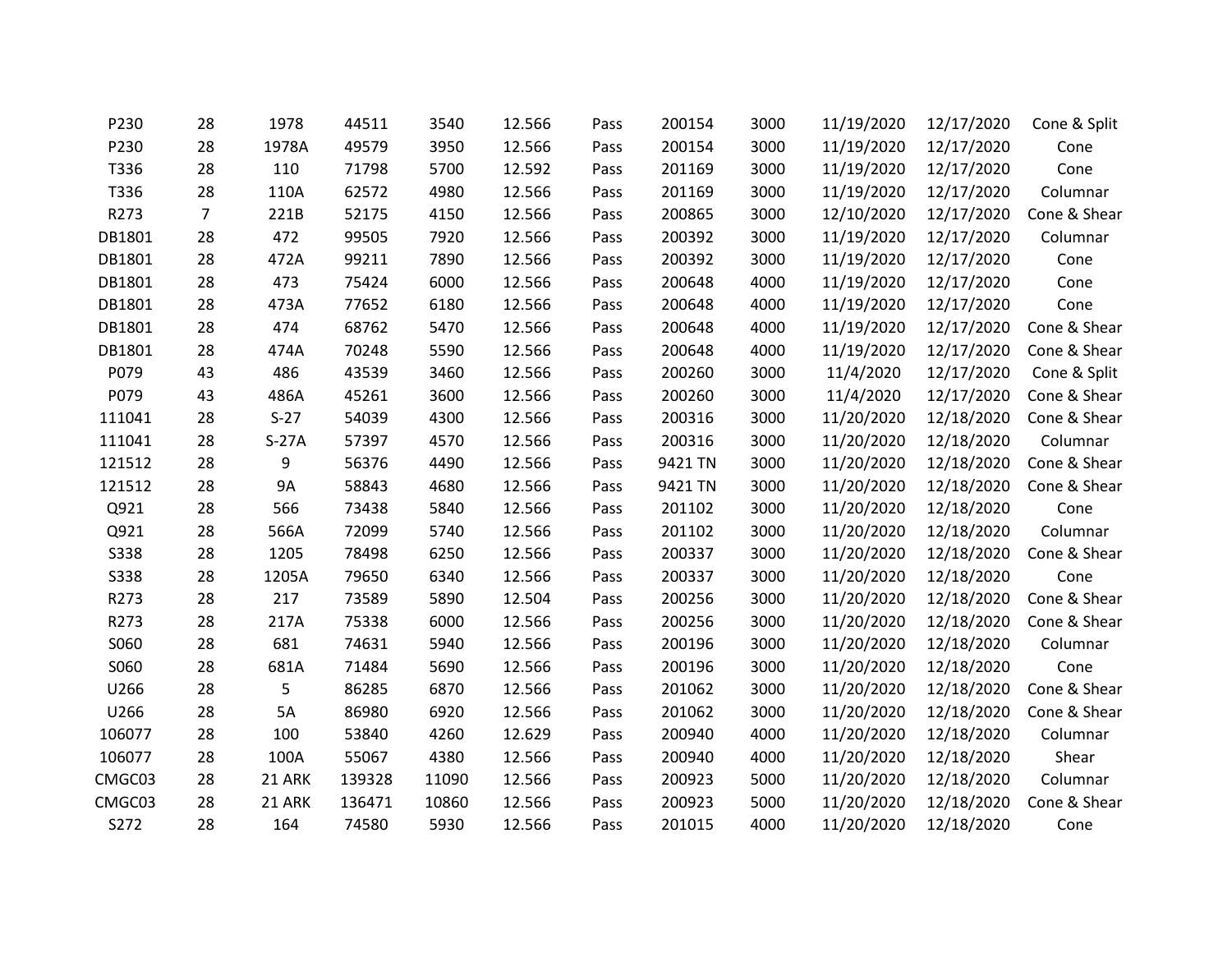| | | | | | | | | | | | |
|---|---|---|---|---|---|---|---|---|---|---|---|
| P230 | 28 | 1978 | 44511 | 3540 | 12.566 | Pass | 200154 | 3000 | 11/19/2020 | 12/17/2020 | Cone & Split |
| P230 | 28 | 1978A | 49579 | 3950 | 12.566 | Pass | 200154 | 3000 | 11/19/2020 | 12/17/2020 | Cone |
| T336 | 28 | 110 | 71798 | 5700 | 12.592 | Pass | 201169 | 3000 | 11/19/2020 | 12/17/2020 | Cone |
| T336 | 28 | 110A | 62572 | 4980 | 12.566 | Pass | 201169 | 3000 | 11/19/2020 | 12/17/2020 | Columnar |
| R273 | 7 | 221B | 52175 | 4150 | 12.566 | Pass | 200865 | 3000 | 12/10/2020 | 12/17/2020 | Cone & Shear |
| DB1801 | 28 | 472 | 99505 | 7920 | 12.566 | Pass | 200392 | 3000 | 11/19/2020 | 12/17/2020 | Columnar |
| DB1801 | 28 | 472A | 99211 | 7890 | 12.566 | Pass | 200392 | 3000 | 11/19/2020 | 12/17/2020 | Cone |
| DB1801 | 28 | 473 | 75424 | 6000 | 12.566 | Pass | 200648 | 4000 | 11/19/2020 | 12/17/2020 | Cone |
| DB1801 | 28 | 473A | 77652 | 6180 | 12.566 | Pass | 200648 | 4000 | 11/19/2020 | 12/17/2020 | Cone |
| DB1801 | 28 | 474 | 68762 | 5470 | 12.566 | Pass | 200648 | 4000 | 11/19/2020 | 12/17/2020 | Cone & Shear |
| DB1801 | 28 | 474A | 70248 | 5590 | 12.566 | Pass | 200648 | 4000 | 11/19/2020 | 12/17/2020 | Cone & Shear |
| P079 | 43 | 486 | 43539 | 3460 | 12.566 | Pass | 200260 | 3000 | 11/4/2020 | 12/17/2020 | Cone & Split |
| P079 | 43 | 486A | 45261 | 3600 | 12.566 | Pass | 200260 | 3000 | 11/4/2020 | 12/17/2020 | Cone & Shear |
| 111041 | 28 | S-27 | 54039 | 4300 | 12.566 | Pass | 200316 | 3000 | 11/20/2020 | 12/18/2020 | Cone & Shear |
| 111041 | 28 | S-27A | 57397 | 4570 | 12.566 | Pass | 200316 | 3000 | 11/20/2020 | 12/18/2020 | Columnar |
| 121512 | 28 | 9 | 56376 | 4490 | 12.566 | Pass | 9421 TN | 3000 | 11/20/2020 | 12/18/2020 | Cone & Shear |
| 121512 | 28 | 9A | 58843 | 4680 | 12.566 | Pass | 9421 TN | 3000 | 11/20/2020 | 12/18/2020 | Cone & Shear |
| Q921 | 28 | 566 | 73438 | 5840 | 12.566 | Pass | 201102 | 3000 | 11/20/2020 | 12/18/2020 | Cone |
| Q921 | 28 | 566A | 72099 | 5740 | 12.566 | Pass | 201102 | 3000 | 11/20/2020 | 12/18/2020 | Columnar |
| S338 | 28 | 1205 | 78498 | 6250 | 12.566 | Pass | 200337 | 3000 | 11/20/2020 | 12/18/2020 | Cone & Shear |
| S338 | 28 | 1205A | 79650 | 6340 | 12.566 | Pass | 200337 | 3000 | 11/20/2020 | 12/18/2020 | Cone |
| R273 | 28 | 217 | 73589 | 5890 | 12.504 | Pass | 200256 | 3000 | 11/20/2020 | 12/18/2020 | Cone & Shear |
| R273 | 28 | 217A | 75338 | 6000 | 12.566 | Pass | 200256 | 3000 | 11/20/2020 | 12/18/2020 | Cone & Shear |
| S060 | 28 | 681 | 74631 | 5940 | 12.566 | Pass | 200196 | 3000 | 11/20/2020 | 12/18/2020 | Columnar |
| S060 | 28 | 681A | 71484 | 5690 | 12.566 | Pass | 200196 | 3000 | 11/20/2020 | 12/18/2020 | Cone |
| U266 | 28 | 5 | 86285 | 6870 | 12.566 | Pass | 201062 | 3000 | 11/20/2020 | 12/18/2020 | Cone & Shear |
| U266 | 28 | 5A | 86980 | 6920 | 12.566 | Pass | 201062 | 3000 | 11/20/2020 | 12/18/2020 | Cone & Shear |
| 106077 | 28 | 100 | 53840 | 4260 | 12.629 | Pass | 200940 | 4000 | 11/20/2020 | 12/18/2020 | Columnar |
| 106077 | 28 | 100A | 55067 | 4380 | 12.566 | Pass | 200940 | 4000 | 11/20/2020 | 12/18/2020 | Shear |
| CMGC03 | 28 | 21 ARK | 139328 | 11090 | 12.566 | Pass | 200923 | 5000 | 11/20/2020 | 12/18/2020 | Columnar |
| CMGC03 | 28 | 21 ARK | 136471 | 10860 | 12.566 | Pass | 200923 | 5000 | 11/20/2020 | 12/18/2020 | Cone & Shear |
| S272 | 28 | 164 | 74580 | 5930 | 12.566 | Pass | 201015 | 4000 | 11/20/2020 | 12/18/2020 | Cone |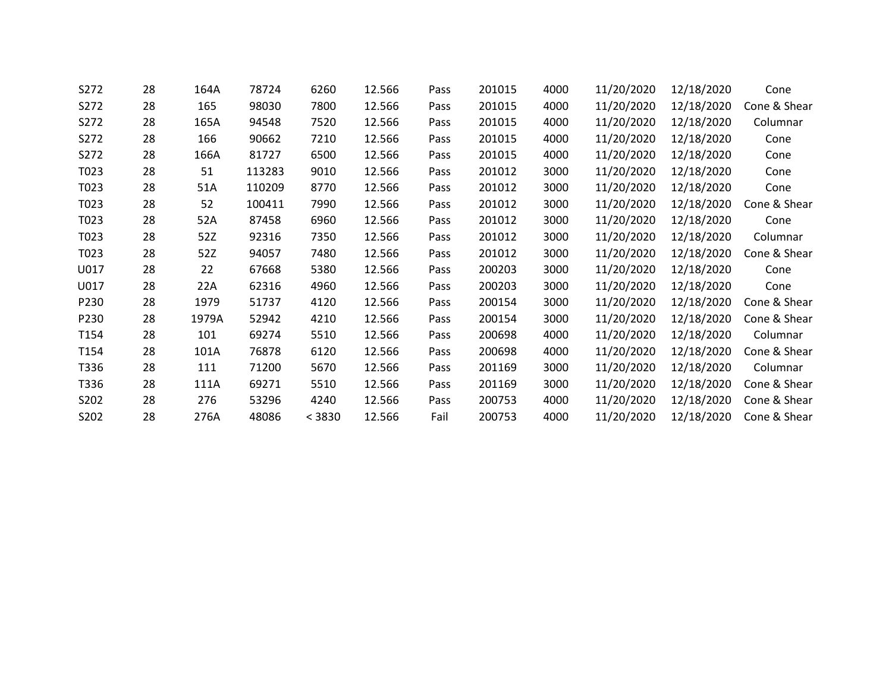| | | | | | | | | | | | |
|---|---|---|---|---|---|---|---|---|---|---|---|
| S272 | 28 | 164A | 78724 | 6260 | 12.566 | Pass | 201015 | 4000 | 11/20/2020 | 12/18/2020 | Cone |
| S272 | 28 | 165 | 98030 | 7800 | 12.566 | Pass | 201015 | 4000 | 11/20/2020 | 12/18/2020 | Cone & Shear |
| S272 | 28 | 165A | 94548 | 7520 | 12.566 | Pass | 201015 | 4000 | 11/20/2020 | 12/18/2020 | Columnar |
| S272 | 28 | 166 | 90662 | 7210 | 12.566 | Pass | 201015 | 4000 | 11/20/2020 | 12/18/2020 | Cone |
| S272 | 28 | 166A | 81727 | 6500 | 12.566 | Pass | 201015 | 4000 | 11/20/2020 | 12/18/2020 | Cone |
| T023 | 28 | 51 | 113283 | 9010 | 12.566 | Pass | 201012 | 3000 | 11/20/2020 | 12/18/2020 | Cone |
| T023 | 28 | 51A | 110209 | 8770 | 12.566 | Pass | 201012 | 3000 | 11/20/2020 | 12/18/2020 | Cone |
| T023 | 28 | 52 | 100411 | 7990 | 12.566 | Pass | 201012 | 3000 | 11/20/2020 | 12/18/2020 | Cone & Shear |
| T023 | 28 | 52A | 87458 | 6960 | 12.566 | Pass | 201012 | 3000 | 11/20/2020 | 12/18/2020 | Cone |
| T023 | 28 | 52Z | 92316 | 7350 | 12.566 | Pass | 201012 | 3000 | 11/20/2020 | 12/18/2020 | Columnar |
| T023 | 28 | 52Z | 94057 | 7480 | 12.566 | Pass | 201012 | 3000 | 11/20/2020 | 12/18/2020 | Cone & Shear |
| U017 | 28 | 22 | 67668 | 5380 | 12.566 | Pass | 200203 | 3000 | 11/20/2020 | 12/18/2020 | Cone |
| U017 | 28 | 22A | 62316 | 4960 | 12.566 | Pass | 200203 | 3000 | 11/20/2020 | 12/18/2020 | Cone |
| P230 | 28 | 1979 | 51737 | 4120 | 12.566 | Pass | 200154 | 3000 | 11/20/2020 | 12/18/2020 | Cone & Shear |
| P230 | 28 | 1979A | 52942 | 4210 | 12.566 | Pass | 200154 | 3000 | 11/20/2020 | 12/18/2020 | Cone & Shear |
| T154 | 28 | 101 | 69274 | 5510 | 12.566 | Pass | 200698 | 4000 | 11/20/2020 | 12/18/2020 | Columnar |
| T154 | 28 | 101A | 76878 | 6120 | 12.566 | Pass | 200698 | 4000 | 11/20/2020 | 12/18/2020 | Cone & Shear |
| T336 | 28 | 111 | 71200 | 5670 | 12.566 | Pass | 201169 | 3000 | 11/20/2020 | 12/18/2020 | Columnar |
| T336 | 28 | 111A | 69271 | 5510 | 12.566 | Pass | 201169 | 3000 | 11/20/2020 | 12/18/2020 | Cone & Shear |
| S202 | 28 | 276 | 53296 | 4240 | 12.566 | Pass | 200753 | 4000 | 11/20/2020 | 12/18/2020 | Cone & Shear |
| S202 | 28 | 276A | 48086 | < 3830 | 12.566 | Fail | 200753 | 4000 | 11/20/2020 | 12/18/2020 | Cone & Shear |